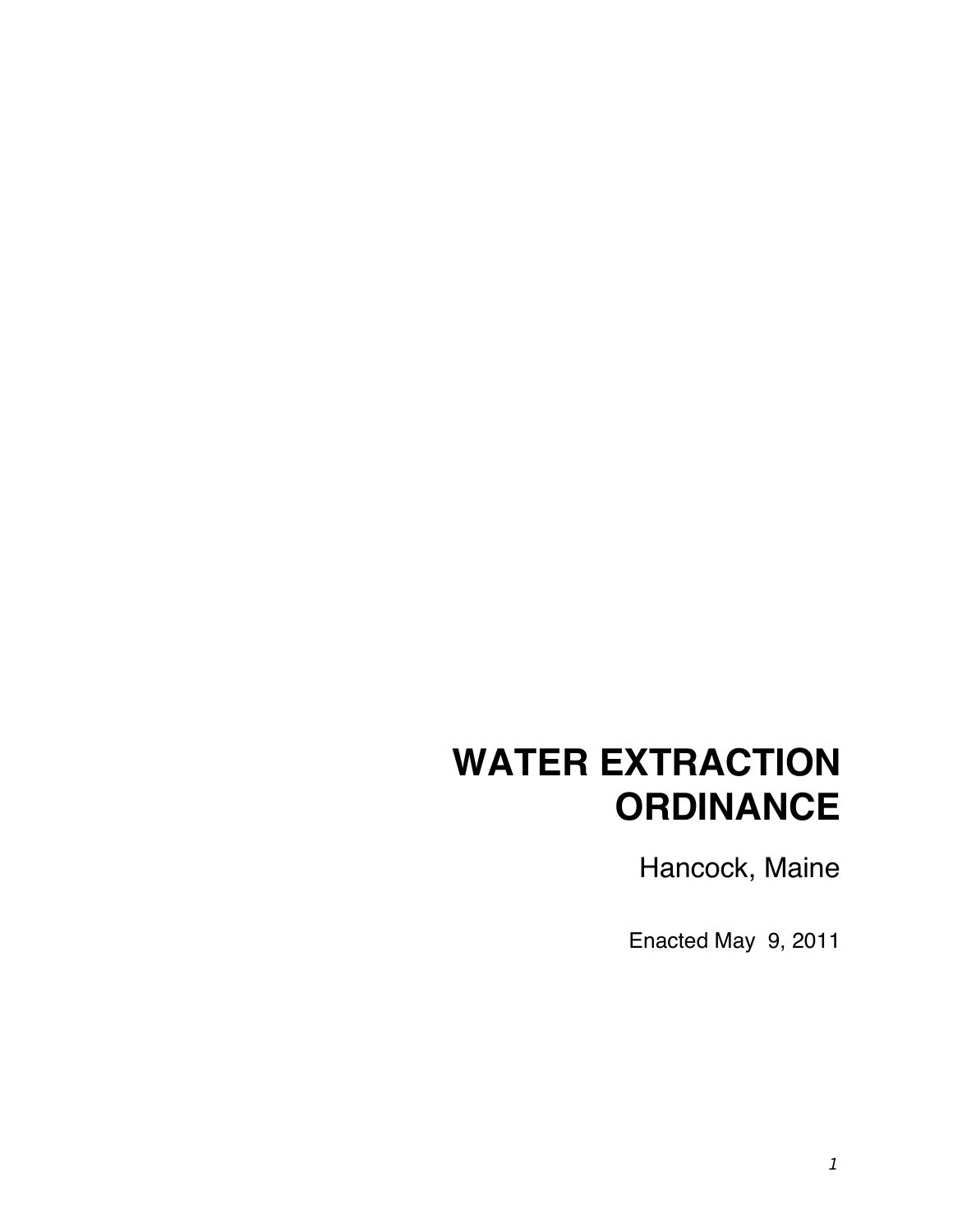# WATER EXTRACTION ORDINANCE

Hancock, Maine

Enacted May 9, 2011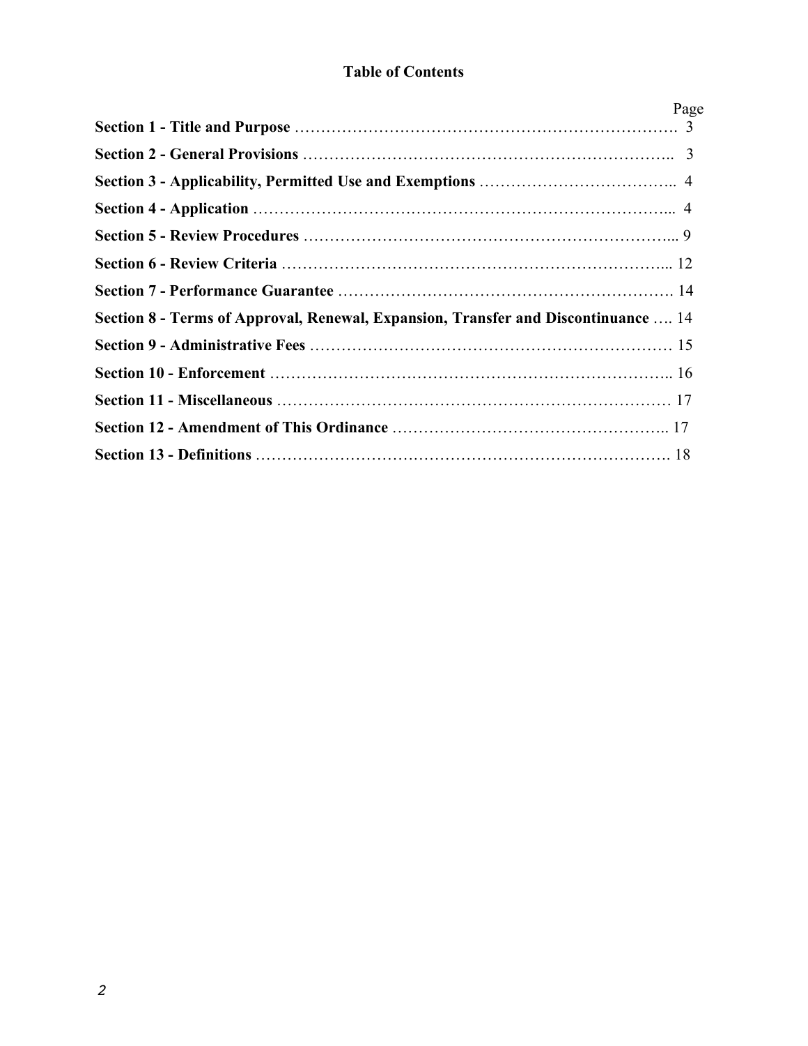## Table of Contents

| | Page |
|---|---|
| **Section 1 - Title and Purpose** | 3 |
| **Section 2 - General Provisions** | 3 |
| **Section 3 - Applicability, Permitted Use and Exemptions** | 4 |
| **Section 4 - Application** | 4 |
| **Section 5 - Review Procedures** | 9 |
| **Section 6 - Review Criteria** | 12 |
| **Section 7 - Performance Guarantee** | 14 |
| **Section 8 - Terms of Approval, Renewal, Expansion, Transfer and Discontinuance** | 14 |
| **Section 9 - Administrative Fees** | 15 |
| **Section 10 - Enforcement** | 16 |
| **Section 11 - Miscellaneous** | 17 |
| **Section 12 - Amendment of This Ordinance** | 17 |
| **Section 13 - Definitions** | 18 |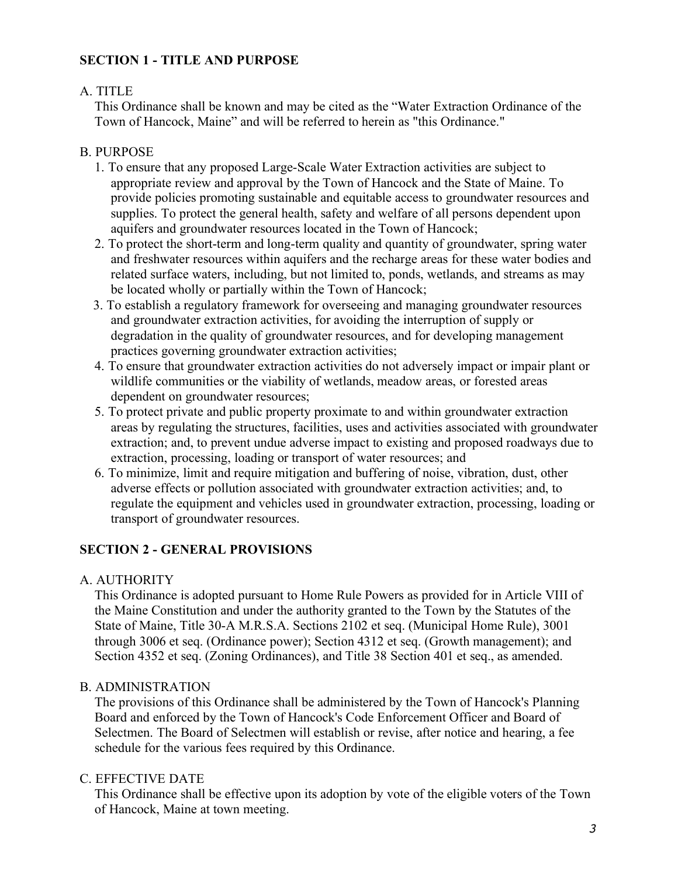## SECTION 1 - TITLE AND PURPOSE

### A. TITLE

This Ordinance shall be known and may be cited as the “Water Extraction Ordinance of the Town of Hancock, Maine” and will be referred to herein as "this Ordinance."

### B. PURPOSE

1. To ensure that any proposed Large-Scale Water Extraction activities are subject to appropriate review and approval by the Town of Hancock and the State of Maine. To provide policies promoting sustainable and equitable access to groundwater resources and supplies. To protect the general health, safety and welfare of all persons dependent upon aquifers and groundwater resources located in the Town of Hancock;
2. To protect the short-term and long-term quality and quantity of groundwater, spring water and freshwater resources within aquifers and the recharge areas for these water bodies and related surface waters, including, but not limited to, ponds, wetlands, and streams as may be located wholly or partially within the Town of Hancock;
3. To establish a regulatory framework for overseeing and managing groundwater resources and groundwater extraction activities, for avoiding the interruption of supply or degradation in the quality of groundwater resources, and for developing management practices governing groundwater extraction activities;
4. To ensure that groundwater extraction activities do not adversely impact or impair plant or wildlife communities or the viability of wetlands, meadow areas, or forested areas dependent on groundwater resources;
5. To protect private and public property proximate to and within groundwater extraction areas by regulating the structures, facilities, uses and activities associated with groundwater extraction; and, to prevent undue adverse impact to existing and proposed roadways due to extraction, processing, loading or transport of water resources; and
6. To minimize, limit and require mitigation and buffering of noise, vibration, dust, other adverse effects or pollution associated with groundwater extraction activities; and, to regulate the equipment and vehicles used in groundwater extraction, processing, loading or transport of groundwater resources.

## SECTION 2 - GENERAL PROVISIONS

### A. AUTHORITY

This Ordinance is adopted pursuant to Home Rule Powers as provided for in Article VIII of the Maine Constitution and under the authority granted to the Town by the Statutes of the State of Maine, Title 30-A M.R.S.A. Sections 2102 et seq. (Municipal Home Rule), 3001 through 3006 et seq. (Ordinance power); Section 4312 et seq. (Growth management); and Section 4352 et seq. (Zoning Ordinances), and Title 38 Section 401 et seq., as amended.

### B. ADMINISTRATION

The provisions of this Ordinance shall be administered by the Town of Hancock's Planning Board and enforced by the Town of Hancock's Code Enforcement Officer and Board of Selectmen. The Board of Selectmen will establish or revise, after notice and hearing, a fee schedule for the various fees required by this Ordinance.

### C. EFFECTIVE DATE

This Ordinance shall be effective upon its adoption by vote of the eligible voters of the Town of Hancock, Maine at town meeting.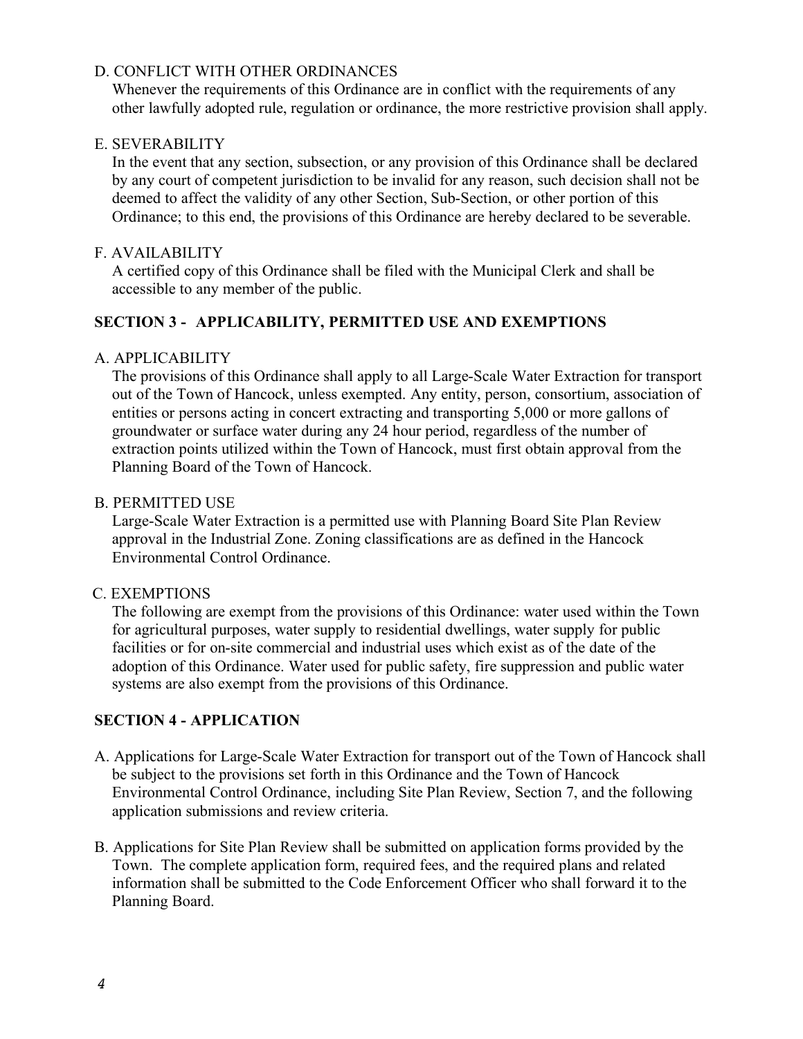D. CONFLICT WITH OTHER ORDINANCES

Whenever the requirements of this Ordinance are in conflict with the requirements of any other lawfully adopted rule, regulation or ordinance, the more restrictive provision shall apply.

E. SEVERABILITY

In the event that any section, subsection, or any provision of this Ordinance shall be declared by any court of competent jurisdiction to be invalid for any reason, such decision shall not be deemed to affect the validity of any other Section, Sub-Section, or other portion of this Ordinance; to this end, the provisions of this Ordinance are hereby declared to be severable.

F. AVAILABILITY

A certified copy of this Ordinance shall be filed with the Municipal Clerk and shall be accessible to any member of the public.

## SECTION 3 - APPLICABILITY, PERMITTED USE AND EXEMPTIONS

A. APPLICABILITY

The provisions of this Ordinance shall apply to all Large-Scale Water Extraction for transport out of the Town of Hancock, unless exempted. Any entity, person, consortium, association of entities or persons acting in concert extracting and transporting 5,000 or more gallons of groundwater or surface water during any 24 hour period, regardless of the number of extraction points utilized within the Town of Hancock, must first obtain approval from the Planning Board of the Town of Hancock.

B. PERMITTED USE

Large-Scale Water Extraction is a permitted use with Planning Board Site Plan Review approval in the Industrial Zone. Zoning classifications are as defined in the Hancock Environmental Control Ordinance.

C. EXEMPTIONS

The following are exempt from the provisions of this Ordinance: water used within the Town for agricultural purposes, water supply to residential dwellings, water supply for public facilities or for on-site commercial and industrial uses which exist as of the date of the adoption of this Ordinance. Water used for public safety, fire suppression and public water systems are also exempt from the provisions of this Ordinance.

## SECTION 4 - APPLICATION

A. Applications for Large-Scale Water Extraction for transport out of the Town of Hancock shall be subject to the provisions set forth in this Ordinance and the Town of Hancock Environmental Control Ordinance, including Site Plan Review, Section 7, and the following application submissions and review criteria.

B. Applications for Site Plan Review shall be submitted on application forms provided by the Town. The complete application form, required fees, and the required plans and related information shall be submitted to the Code Enforcement Officer who shall forward it to the Planning Board.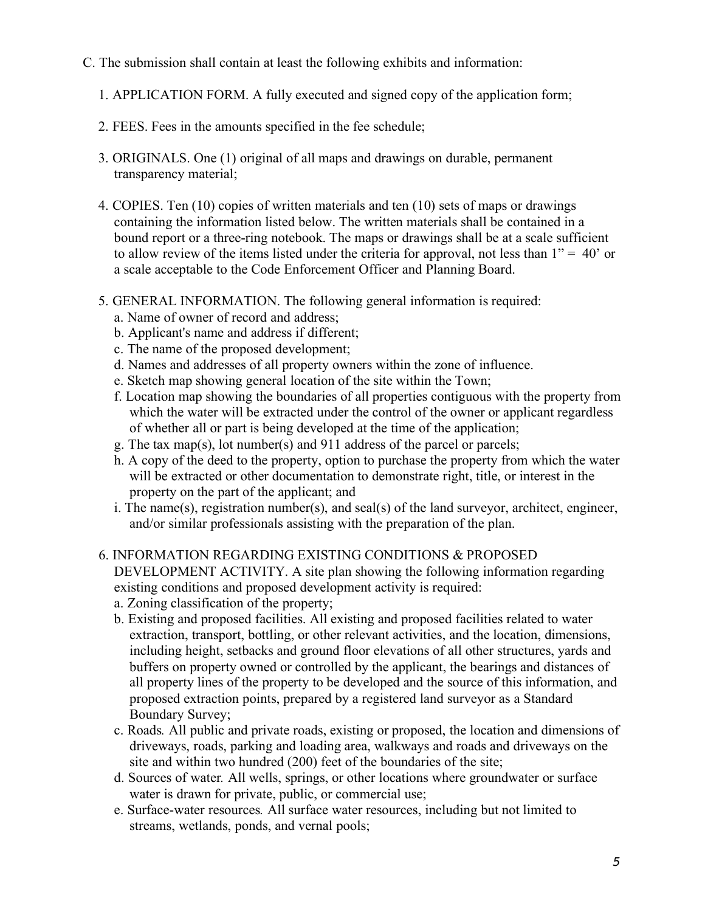C. The submission shall contain at least the following exhibits and information:

1. APPLICATION FORM. A fully executed and signed copy of the application form;

2. FEES. Fees in the amounts specified in the fee schedule;

3. ORIGINALS. One (1) original of all maps and drawings on durable, permanent transparency material;

4. COPIES. Ten (10) copies of written materials and ten (10) sets of maps or drawings containing the information listed below. The written materials shall be contained in a bound report or a three-ring notebook. The maps or drawings shall be at a scale sufficient to allow review of the items listed under the criteria for approval, not less than 1" = 40' or a scale acceptable to the Code Enforcement Officer and Planning Board.

5. GENERAL INFORMATION. The following general information is required:
   a. Name of owner of record and address;
   b. Applicant's name and address if different;
   c. The name of the proposed development;
   d. Names and addresses of all property owners within the zone of influence.
   e. Sketch map showing general location of the site within the Town;
   f. Location map showing the boundaries of all properties contiguous with the property from which the water will be extracted under the control of the owner or applicant regardless of whether all or part is being developed at the time of the application;
   g. The tax map(s), lot number(s) and 911 address of the parcel or parcels;
   h. A copy of the deed to the property, option to purchase the property from which the water will be extracted or other documentation to demonstrate right, title, or interest in the property on the part of the applicant; and
   i. The name(s), registration number(s), and seal(s) of the land surveyor, architect, engineer, and/or similar professionals assisting with the preparation of the plan.

6. INFORMATION REGARDING EXISTING CONDITIONS & PROPOSED DEVELOPMENT ACTIVITY. A site plan showing the following information regarding existing conditions and proposed development activity is required:
   a. Zoning classification of the property;
   b. Existing and proposed facilities. All existing and proposed facilities related to water extraction, transport, bottling, or other relevant activities, and the location, dimensions, including height, setbacks and ground floor elevations of all other structures, yards and buffers on property owned or controlled by the applicant, the bearings and distances of all property lines of the property to be developed and the source of this information, and proposed extraction points, prepared by a registered land surveyor as a Standard Boundary Survey;
   c. Roads*.* All public and private roads, existing or proposed, the location and dimensions of driveways, roads, parking and loading area, walkways and roads and driveways on the site and within two hundred (200) feet of the boundaries of the site;
   d. Sources of water*.* All wells, springs, or other locations where groundwater or surface water is drawn for private, public, or commercial use;
   e. Surface-water resources*.* All surface water resources, including but not limited to streams, wetlands, ponds, and vernal pools;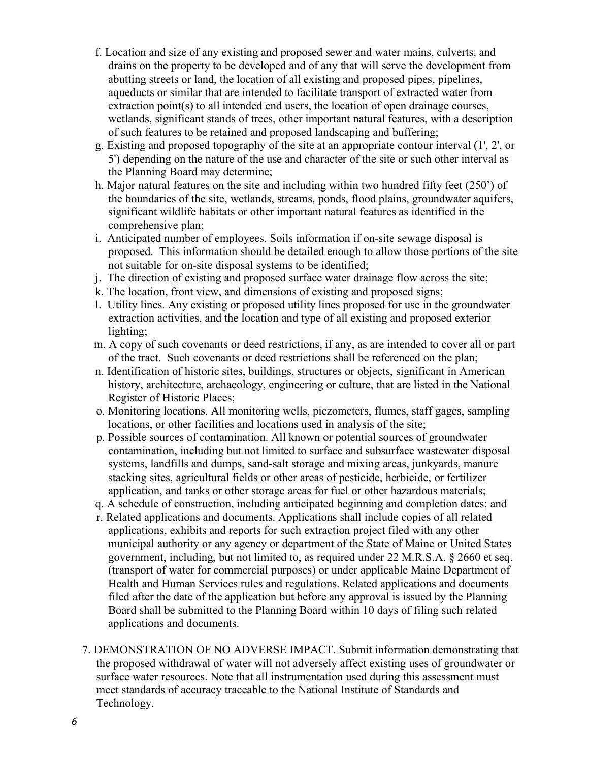f. Location and size of any existing and proposed sewer and water mains, culverts, and drains on the property to be developed and of any that will serve the development from abutting streets or land, the location of all existing and proposed pipes, pipelines, aqueducts or similar that are intended to facilitate transport of extracted water from extraction point(s) to all intended end users, the location of open drainage courses, wetlands, significant stands of trees, other important natural features, with a description of such features to be retained and proposed landscaping and buffering;

g. Existing and proposed topography of the site at an appropriate contour interval (1', 2', or 5') depending on the nature of the use and character of the site or such other interval as the Planning Board may determine;

h. Major natural features on the site and including within two hundred fifty feet (250') of the boundaries of the site, wetlands, streams, ponds, flood plains, groundwater aquifers, significant wildlife habitats or other important natural features as identified in the comprehensive plan;

i. Anticipated number of employees. Soils information if on-site sewage disposal is proposed. This information should be detailed enough to allow those portions of the site not suitable for on-site disposal systems to be identified;

j. The direction of existing and proposed surface water drainage flow across the site;

k. The location, front view, and dimensions of existing and proposed signs;

l. Utility lines. Any existing or proposed utility lines proposed for use in the groundwater extraction activities, and the location and type of all existing and proposed exterior lighting;

m. A copy of such covenants or deed restrictions, if any, as are intended to cover all or part of the tract. Such covenants or deed restrictions shall be referenced on the plan;

n. Identification of historic sites, buildings, structures or objects, significant in American history, architecture, archaeology, engineering or culture, that are listed in the National Register of Historic Places;

o. Monitoring locations. All monitoring wells, piezometers, flumes, staff gages, sampling locations, or other facilities and locations used in analysis of the site;

p. Possible sources of contamination. All known or potential sources of groundwater contamination, including but not limited to surface and subsurface wastewater disposal systems, landfills and dumps, sand-salt storage and mixing areas, junkyards, manure stacking sites, agricultural fields or other areas of pesticide, herbicide, or fertilizer application, and tanks or other storage areas for fuel or other hazardous materials;

q. A schedule of construction, including anticipated beginning and completion dates; and

r. Related applications and documents. Applications shall include copies of all related applications, exhibits and reports for such extraction project filed with any other municipal authority or any agency or department of the State of Maine or United States government, including, but not limited to, as required under 22 M.R.S.A. § 2660 et seq. (transport of water for commercial purposes) or under applicable Maine Department of Health and Human Services rules and regulations. Related applications and documents filed after the date of the application but before any approval is issued by the Planning Board shall be submitted to the Planning Board within 10 days of filing such related applications and documents.

7. DEMONSTRATION OF NO ADVERSE IMPACT. Submit information demonstrating that the proposed withdrawal of water will not adversely affect existing uses of groundwater or surface water resources. Note that all instrumentation used during this assessment must meet standards of accuracy traceable to the National Institute of Standards and Technology.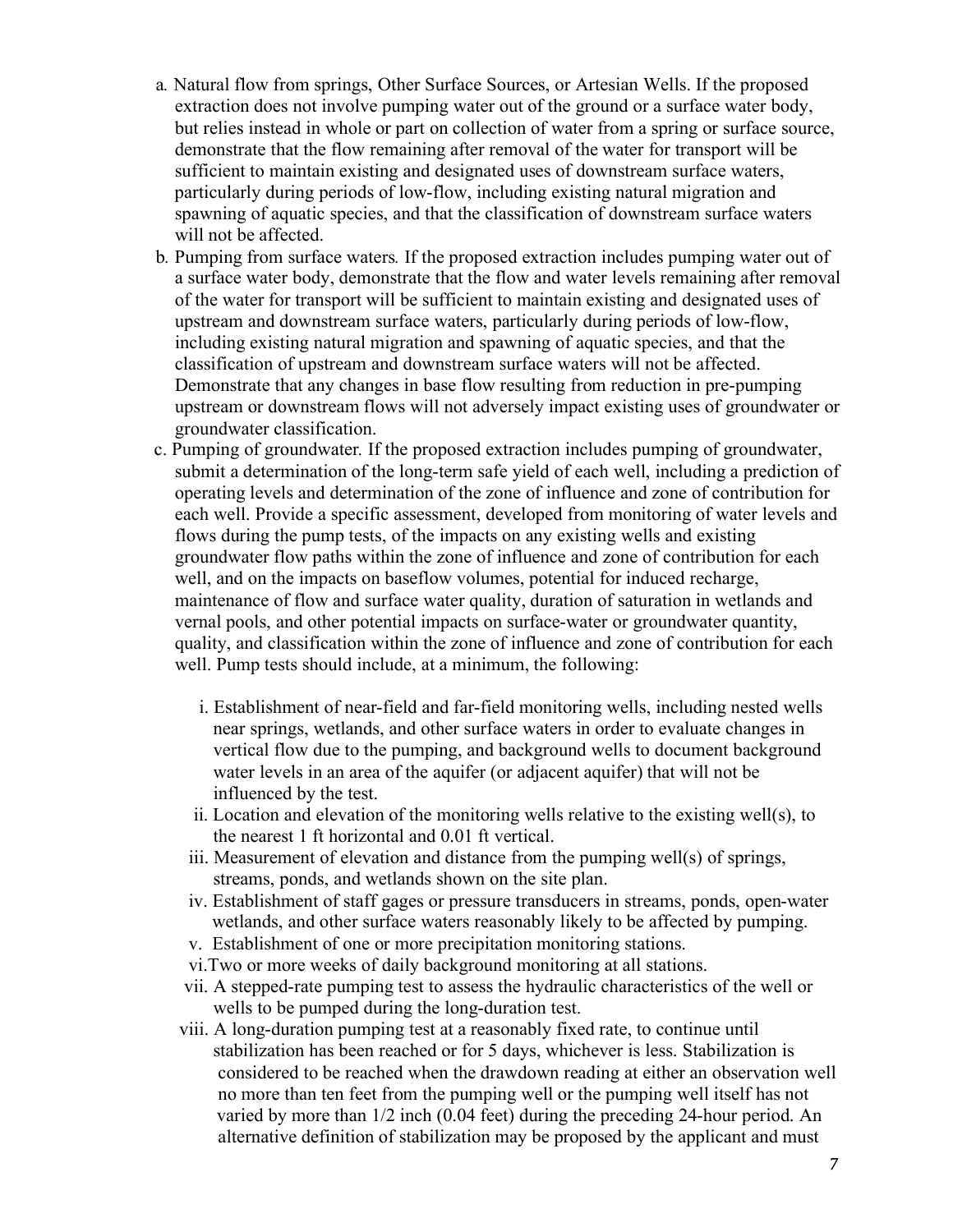a. Natural flow from springs, Other Surface Sources, or Artesian Wells. If the proposed extraction does not involve pumping water out of the ground or a surface water body, but relies instead in whole or part on collection of water from a spring or surface source, demonstrate that the flow remaining after removal of the water for transport will be sufficient to maintain existing and designated uses of downstream surface waters, particularly during periods of low-flow, including existing natural migration and spawning of aquatic species, and that the classification of downstream surface waters will not be affected.

b. Pumping from surface waters. If the proposed extraction includes pumping water out of a surface water body, demonstrate that the flow and water levels remaining after removal of the water for transport will be sufficient to maintain existing and designated uses of upstream and downstream surface waters, particularly during periods of low-flow, including existing natural migration and spawning of aquatic species, and that the classification of upstream and downstream surface waters will not be affected. Demonstrate that any changes in base flow resulting from reduction in pre-pumping upstream or downstream flows will not adversely impact existing uses of groundwater or groundwater classification.

c. Pumping of groundwater. If the proposed extraction includes pumping of groundwater, submit a determination of the long-term safe yield of each well, including a prediction of operating levels and determination of the zone of influence and zone of contribution for each well. Provide a specific assessment, developed from monitoring of water levels and flows during the pump tests, of the impacts on any existing wells and existing groundwater flow paths within the zone of influence and zone of contribution for each well, and on the impacts on baseflow volumes, potential for induced recharge, maintenance of flow and surface water quality, duration of saturation in wetlands and vernal pools, and other potential impacts on surface-water or groundwater quantity, quality, and classification within the zone of influence and zone of contribution for each well. Pump tests should include, at a minimum, the following:

   i. Establishment of near-field and far-field monitoring wells, including nested wells near springs, wetlands, and other surface waters in order to evaluate changes in vertical flow due to the pumping, and background wells to document background water levels in an area of the aquifer (or adjacent aquifer) that will not be influenced by the test.
   
   ii. Location and elevation of the monitoring wells relative to the existing well(s), to the nearest 1 ft horizontal and 0.01 ft vertical.
   
   iii. Measurement of elevation and distance from the pumping well(s) of springs, streams, ponds, and wetlands shown on the site plan.
   
   iv. Establishment of staff gages or pressure transducers in streams, ponds, open-water wetlands, and other surface waters reasonably likely to be affected by pumping.
   
   v. Establishment of one or more precipitation monitoring stations.
   
   vi. Two or more weeks of daily background monitoring at all stations.
   
   vii. A stepped-rate pumping test to assess the hydraulic characteristics of the well or wells to be pumped during the long-duration test.
   
   viii. A long-duration pumping test at a reasonably fixed rate, to continue until stabilization has been reached or for 5 days, whichever is less. Stabilization is considered to be reached when the drawdown reading at either an observation well no more than ten feet from the pumping well or the pumping well itself has not varied by more than 1/2 inch (0.04 feet) during the preceding 24-hour period. An alternative definition of stabilization may be proposed by the applicant and must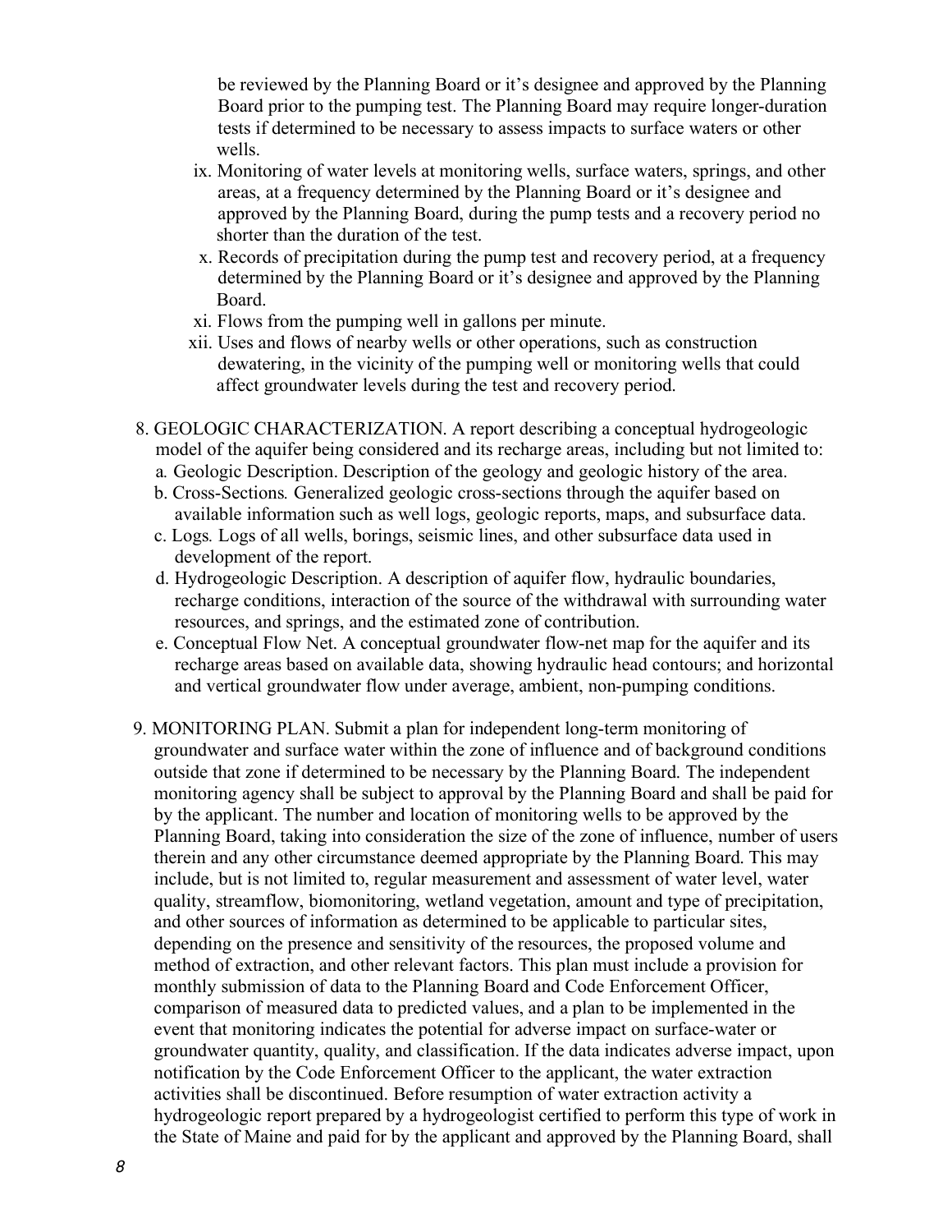be reviewed by the Planning Board or it's designee and approved by the Planning Board prior to the pumping test. The Planning Board may require longer-duration tests if determined to be necessary to assess impacts to surface waters or other wells.

ix. Monitoring of water levels at monitoring wells, surface waters, springs, and other areas, at a frequency determined by the Planning Board or it's designee and approved by the Planning Board, during the pump tests and a recovery period no shorter than the duration of the test.

x. Records of precipitation during the pump test and recovery period, at a frequency determined by the Planning Board or it's designee and approved by the Planning Board.

xi. Flows from the pumping well in gallons per minute.

xii. Uses and flows of nearby wells or other operations, such as construction dewatering, in the vicinity of the pumping well or monitoring wells that could affect groundwater levels during the test and recovery period.

8. GEOLOGIC CHARACTERIZATION. A report describing a conceptual hydrogeologic model of the aquifer being considered and its recharge areas, including but not limited to:
   a. Geologic Description. Description of the geology and geologic history of the area.
   b. Cross-Sections. Generalized geologic cross-sections through the aquifer based on available information such as well logs, geologic reports, maps, and subsurface data.
   c. Logs. Logs of all wells, borings, seismic lines, and other subsurface data used in development of the report.
   d. Hydrogeologic Description. A description of aquifer flow, hydraulic boundaries, recharge conditions, interaction of the source of the withdrawal with surrounding water resources, and springs, and the estimated zone of contribution.
   e. Conceptual Flow Net. A conceptual groundwater flow-net map for the aquifer and its recharge areas based on available data, showing hydraulic head contours; and horizontal and vertical groundwater flow under average, ambient, non-pumping conditions.

9. MONITORING PLAN. Submit a plan for independent long-term monitoring of groundwater and surface water within the zone of influence and of background conditions outside that zone if determined to be necessary by the Planning Board. The independent monitoring agency shall be subject to approval by the Planning Board and shall be paid for by the applicant. The number and location of monitoring wells to be approved by the Planning Board, taking into consideration the size of the zone of influence, number of users therein and any other circumstance deemed appropriate by the Planning Board. This may include, but is not limited to, regular measurement and assessment of water level, water quality, streamflow, biomonitoring, wetland vegetation, amount and type of precipitation, and other sources of information as determined to be applicable to particular sites, depending on the presence and sensitivity of the resources, the proposed volume and method of extraction, and other relevant factors. This plan must include a provision for monthly submission of data to the Planning Board and Code Enforcement Officer, comparison of measured data to predicted values, and a plan to be implemented in the event that monitoring indicates the potential for adverse impact on surface-water or groundwater quantity, quality, and classification. If the data indicates adverse impact, upon notification by the Code Enforcement Officer to the applicant, the water extraction activities shall be discontinued. Before resumption of water extraction activity a hydrogeologic report prepared by a hydrogeologist certified to perform this type of work in the State of Maine and paid for by the applicant and approved by the Planning Board, shall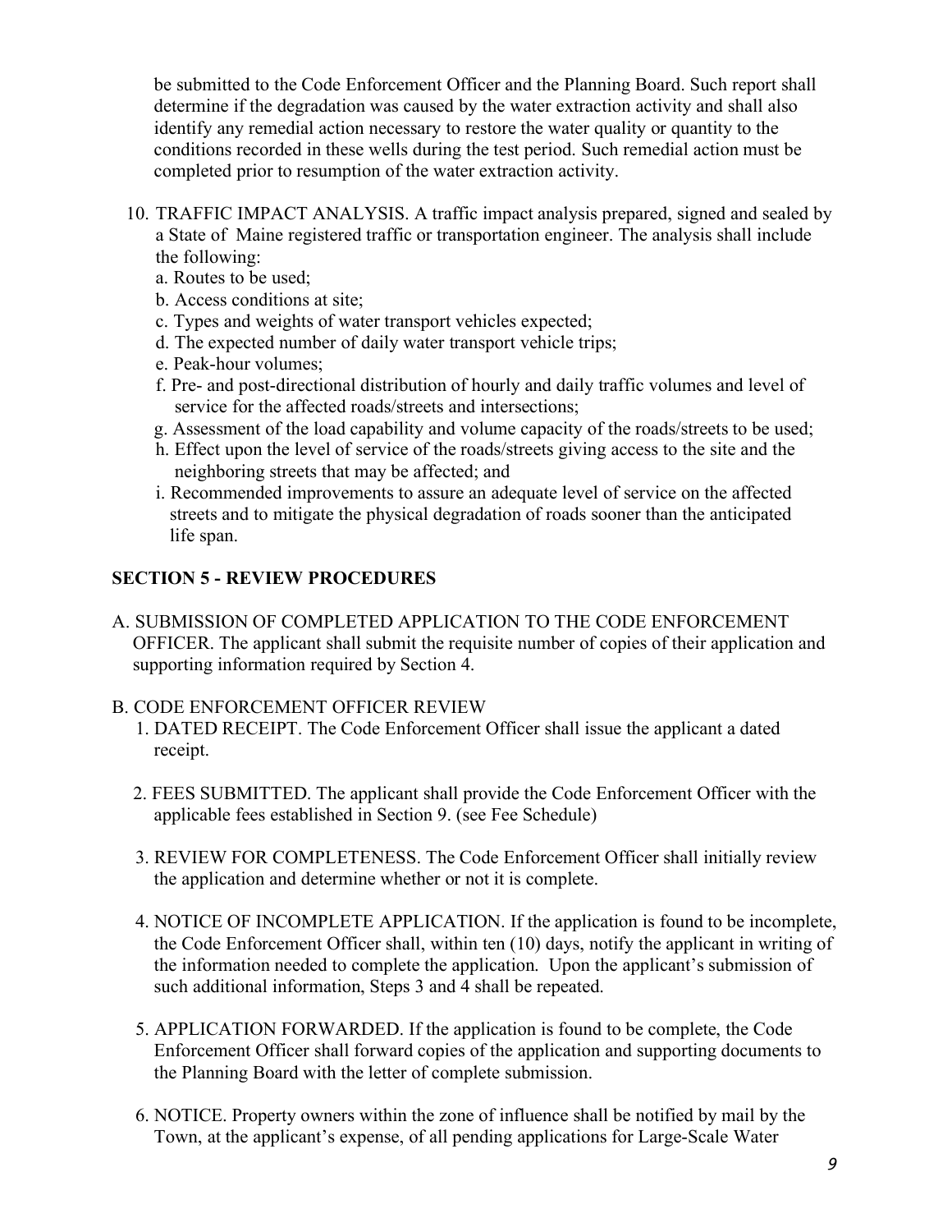be submitted to the Code Enforcement Officer and the Planning Board. Such report shall determine if the degradation was caused by the water extraction activity and shall also identify any remedial action necessary to restore the water quality or quantity to the conditions recorded in these wells during the test period. Such remedial action must be completed prior to resumption of the water extraction activity.

10. TRAFFIC IMPACT ANALYSIS. A traffic impact analysis prepared, signed and sealed by a State of Maine registered traffic or transportation engineer. The analysis shall include the following:
    a. Routes to be used;
    b. Access conditions at site;
    c. Types and weights of water transport vehicles expected;
    d. The expected number of daily water transport vehicle trips;
    e. Peak-hour volumes;
    f. Pre- and post-directional distribution of hourly and daily traffic volumes and level of service for the affected roads/streets and intersections;
    g. Assessment of the load capability and volume capacity of the roads/streets to be used;
    h. Effect upon the level of service of the roads/streets giving access to the site and the neighboring streets that may be affected; and
    i. Recommended improvements to assure an adequate level of service on the affected streets and to mitigate the physical degradation of roads sooner than the anticipated life span.

## SECTION 5 - REVIEW PROCEDURES

A. SUBMISSION OF COMPLETED APPLICATION TO THE CODE ENFORCEMENT OFFICER. The applicant shall submit the requisite number of copies of their application and supporting information required by Section 4.

B. CODE ENFORCEMENT OFFICER REVIEW

1. DATED RECEIPT. The Code Enforcement Officer shall issue the applicant a dated receipt.

2. FEES SUBMITTED. The applicant shall provide the Code Enforcement Officer with the applicable fees established in Section 9. (see Fee Schedule)

3. REVIEW FOR COMPLETENESS. The Code Enforcement Officer shall initially review the application and determine whether or not it is complete.

4. NOTICE OF INCOMPLETE APPLICATION. If the application is found to be incomplete, the Code Enforcement Officer shall, within ten (10) days, notify the applicant in writing of the information needed to complete the application. Upon the applicant's submission of such additional information, Steps 3 and 4 shall be repeated.

5. APPLICATION FORWARDED. If the application is found to be complete, the Code Enforcement Officer shall forward copies of the application and supporting documents to the Planning Board with the letter of complete submission.

6. NOTICE. Property owners within the zone of influence shall be notified by mail by the Town, at the applicant's expense, of all pending applications for Large-Scale Water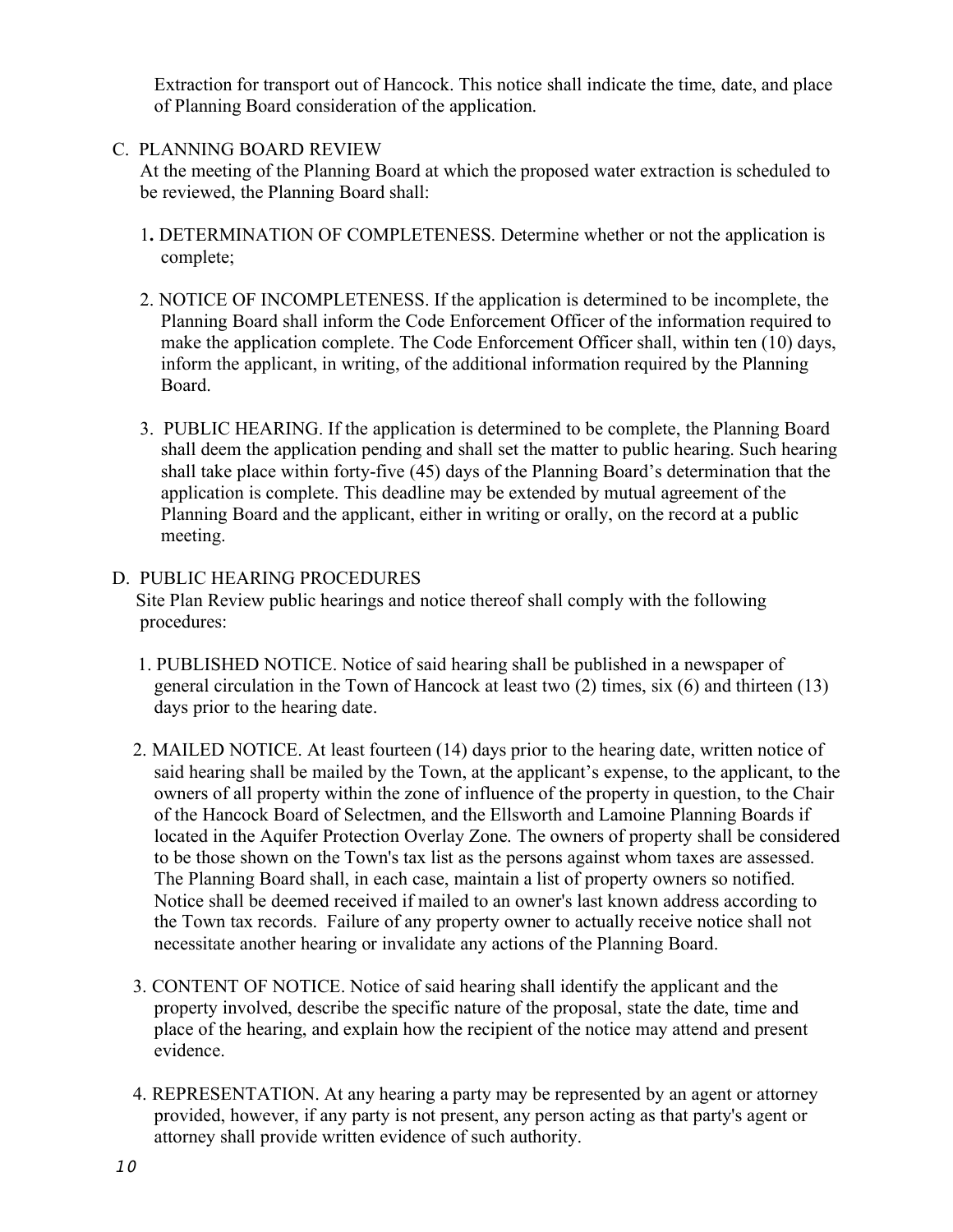Extraction for transport out of Hancock. This notice shall indicate the time, date, and place of Planning Board consideration of the application.

C. PLANNING BOARD REVIEW

At the meeting of the Planning Board at which the proposed water extraction is scheduled to be reviewed, the Planning Board shall:

1. DETERMINATION OF COMPLETENESS. Determine whether or not the application is complete;

2. NOTICE OF INCOMPLETENESS. If the application is determined to be incomplete, the Planning Board shall inform the Code Enforcement Officer of the information required to make the application complete. The Code Enforcement Officer shall, within ten (10) days, inform the applicant, in writing, of the additional information required by the Planning Board.

3. PUBLIC HEARING. If the application is determined to be complete, the Planning Board shall deem the application pending and shall set the matter to public hearing. Such hearing shall take place within forty-five (45) days of the Planning Board's determination that the application is complete. This deadline may be extended by mutual agreement of the Planning Board and the applicant, either in writing or orally, on the record at a public meeting.

D. PUBLIC HEARING PROCEDURES

Site Plan Review public hearings and notice thereof shall comply with the following procedures:

1. PUBLISHED NOTICE. Notice of said hearing shall be published in a newspaper of general circulation in the Town of Hancock at least two (2) times, six (6) and thirteen (13) days prior to the hearing date.

2. MAILED NOTICE. At least fourteen (14) days prior to the hearing date, written notice of said hearing shall be mailed by the Town, at the applicant's expense, to the applicant, to the owners of all property within the zone of influence of the property in question, to the Chair of the Hancock Board of Selectmen, and the Ellsworth and Lamoine Planning Boards if located in the Aquifer Protection Overlay Zone. The owners of property shall be considered to be those shown on the Town's tax list as the persons against whom taxes are assessed. The Planning Board shall, in each case, maintain a list of property owners so notified. Notice shall be deemed received if mailed to an owner's last known address according to the Town tax records. Failure of any property owner to actually receive notice shall not necessitate another hearing or invalidate any actions of the Planning Board.

3. CONTENT OF NOTICE. Notice of said hearing shall identify the applicant and the property involved, describe the specific nature of the proposal, state the date, time and place of the hearing, and explain how the recipient of the notice may attend and present evidence.

4. REPRESENTATION. At any hearing a party may be represented by an agent or attorney provided, however, if any party is not present, any person acting as that party's agent or attorney shall provide written evidence of such authority.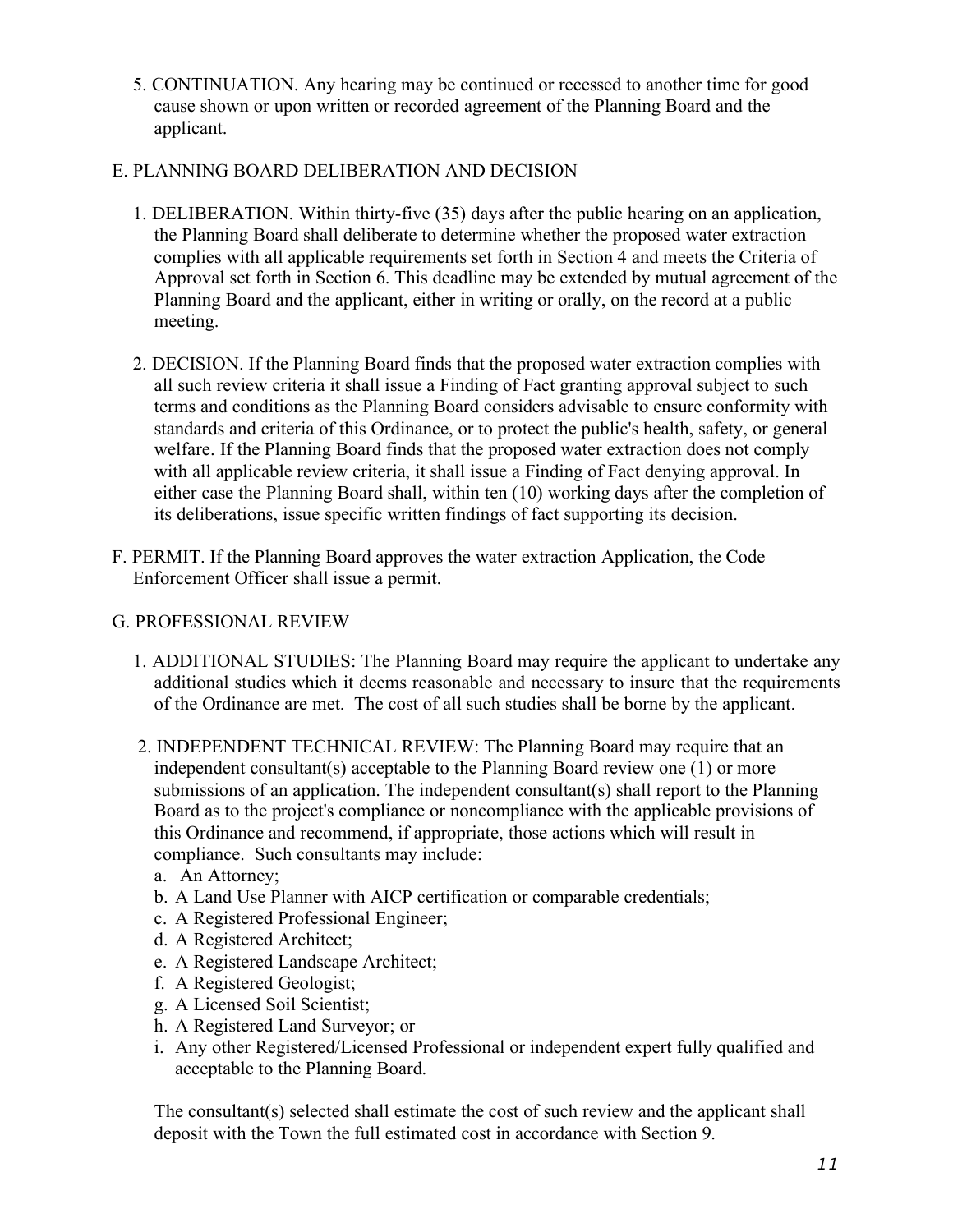5. CONTINUATION. Any hearing may be continued or recessed to another time for good cause shown or upon written or recorded agreement of the Planning Board and the applicant.

E. PLANNING BOARD DELIBERATION AND DECISION

1. DELIBERATION. Within thirty-five (35) days after the public hearing on an application, the Planning Board shall deliberate to determine whether the proposed water extraction complies with all applicable requirements set forth in Section 4 and meets the Criteria of Approval set forth in Section 6. This deadline may be extended by mutual agreement of the Planning Board and the applicant, either in writing or orally, on the record at a public meeting.

2. DECISION. If the Planning Board finds that the proposed water extraction complies with all such review criteria it shall issue a Finding of Fact granting approval subject to such terms and conditions as the Planning Board considers advisable to ensure conformity with standards and criteria of this Ordinance, or to protect the public's health, safety, or general welfare. If the Planning Board finds that the proposed water extraction does not comply with all applicable review criteria, it shall issue a Finding of Fact denying approval. In either case the Planning Board shall, within ten (10) working days after the completion of its deliberations, issue specific written findings of fact supporting its decision.

F. PERMIT. If the Planning Board approves the water extraction Application, the Code Enforcement Officer shall issue a permit.

G. PROFESSIONAL REVIEW

1. ADDITIONAL STUDIES: The Planning Board may require the applicant to undertake any additional studies which it deems reasonable and necessary to insure that the requirements of the Ordinance are met. The cost of all such studies shall be borne by the applicant.

2. INDEPENDENT TECHNICAL REVIEW: The Planning Board may require that an independent consultant(s) acceptable to the Planning Board review one (1) or more submissions of an application. The independent consultant(s) shall report to the Planning Board as to the project's compliance or noncompliance with the applicable provisions of this Ordinance and recommend, if appropriate, those actions which will result in compliance. Such consultants may include:

   a. An Attorney;
   b. A Land Use Planner with AICP certification or comparable credentials;
   c. A Registered Professional Engineer;
   d. A Registered Architect;
   e. A Registered Landscape Architect;
   f. A Registered Geologist;
   g. A Licensed Soil Scientist;
   h. A Registered Land Surveyor; or
   i. Any other Registered/Licensed Professional or independent expert fully qualified and acceptable to the Planning Board.

   The consultant(s) selected shall estimate the cost of such review and the applicant shall deposit with the Town the full estimated cost in accordance with Section 9.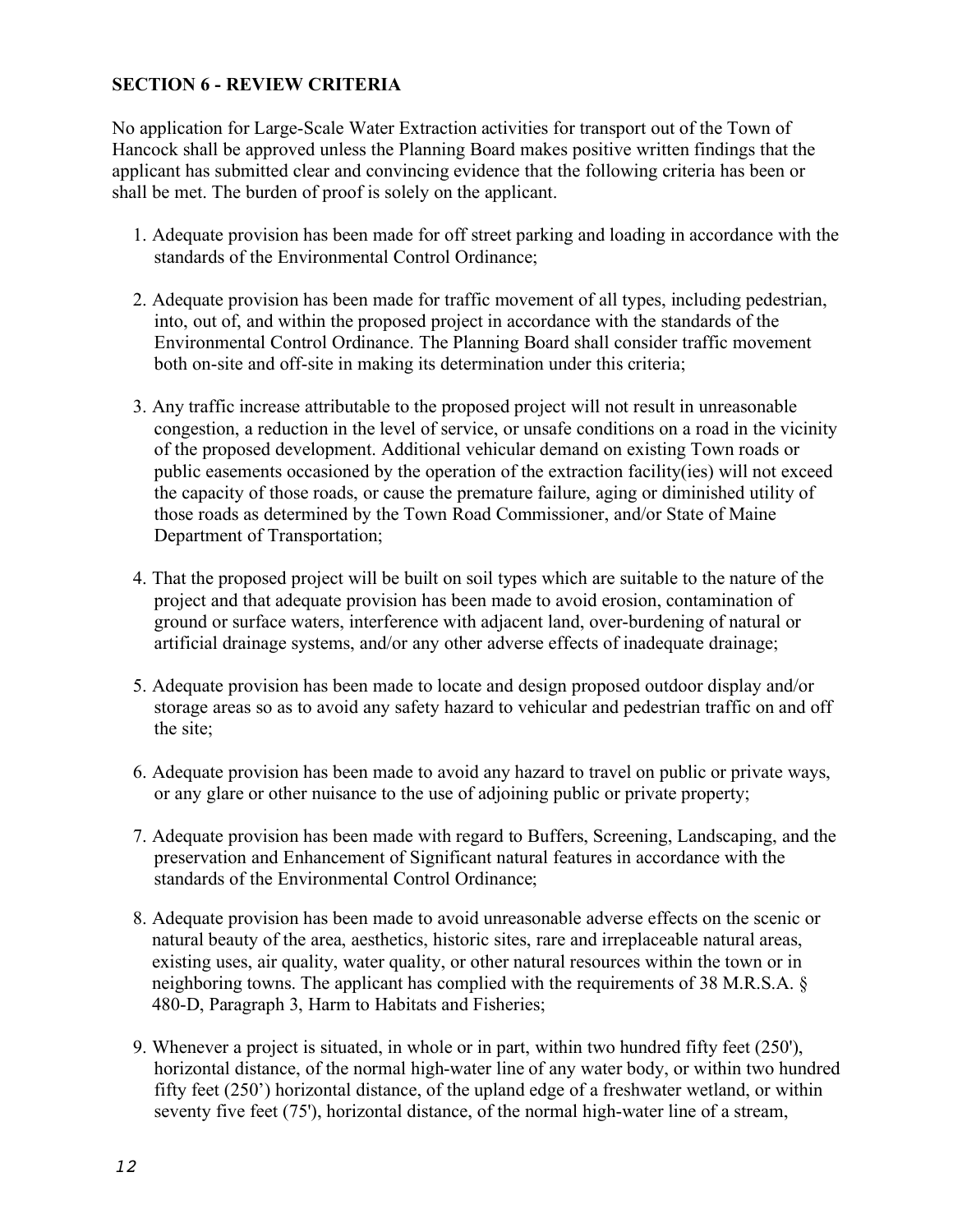**SECTION 6 - REVIEW CRITERIA**

No application for Large-Scale Water Extraction activities for transport out of the Town of Hancock shall be approved unless the Planning Board makes positive written findings that the applicant has submitted clear and convincing evidence that the following criteria has been or shall be met. The burden of proof is solely on the applicant.

1. Adequate provision has been made for off street parking and loading in accordance with the standards of the Environmental Control Ordinance;

2. Adequate provision has been made for traffic movement of all types, including pedestrian, into, out of, and within the proposed project in accordance with the standards of the Environmental Control Ordinance. The Planning Board shall consider traffic movement both on-site and off-site in making its determination under this criteria;

3. Any traffic increase attributable to the proposed project will not result in unreasonable congestion, a reduction in the level of service, or unsafe conditions on a road in the vicinity of the proposed development. Additional vehicular demand on existing Town roads or public easements occasioned by the operation of the extraction facility(ies) will not exceed the capacity of those roads, or cause the premature failure, aging or diminished utility of those roads as determined by the Town Road Commissioner, and/or State of Maine Department of Transportation;

4. That the proposed project will be built on soil types which are suitable to the nature of the project and that adequate provision has been made to avoid erosion, contamination of ground or surface waters, interference with adjacent land, over-burdening of natural or artificial drainage systems, and/or any other adverse effects of inadequate drainage;

5. Adequate provision has been made to locate and design proposed outdoor display and/or storage areas so as to avoid any safety hazard to vehicular and pedestrian traffic on and off the site;

6. Adequate provision has been made to avoid any hazard to travel on public or private ways, or any glare or other nuisance to the use of adjoining public or private property;

7. Adequate provision has been made with regard to Buffers, Screening, Landscaping, and the preservation and Enhancement of Significant natural features in accordance with the standards of the Environmental Control Ordinance;

8. Adequate provision has been made to avoid unreasonable adverse effects on the scenic or natural beauty of the area, aesthetics, historic sites, rare and irreplaceable natural areas, existing uses, air quality, water quality, or other natural resources within the town or in neighboring towns. The applicant has complied with the requirements of 38 M.R.S.A. § 480-D, Paragraph 3, Harm to Habitats and Fisheries;

9. Whenever a project is situated, in whole or in part, within two hundred fifty feet (250'), horizontal distance, of the normal high-water line of any water body, or within two hundred fifty feet (250') horizontal distance, of the upland edge of a freshwater wetland, or within seventy five feet (75'), horizontal distance, of the normal high-water line of a stream,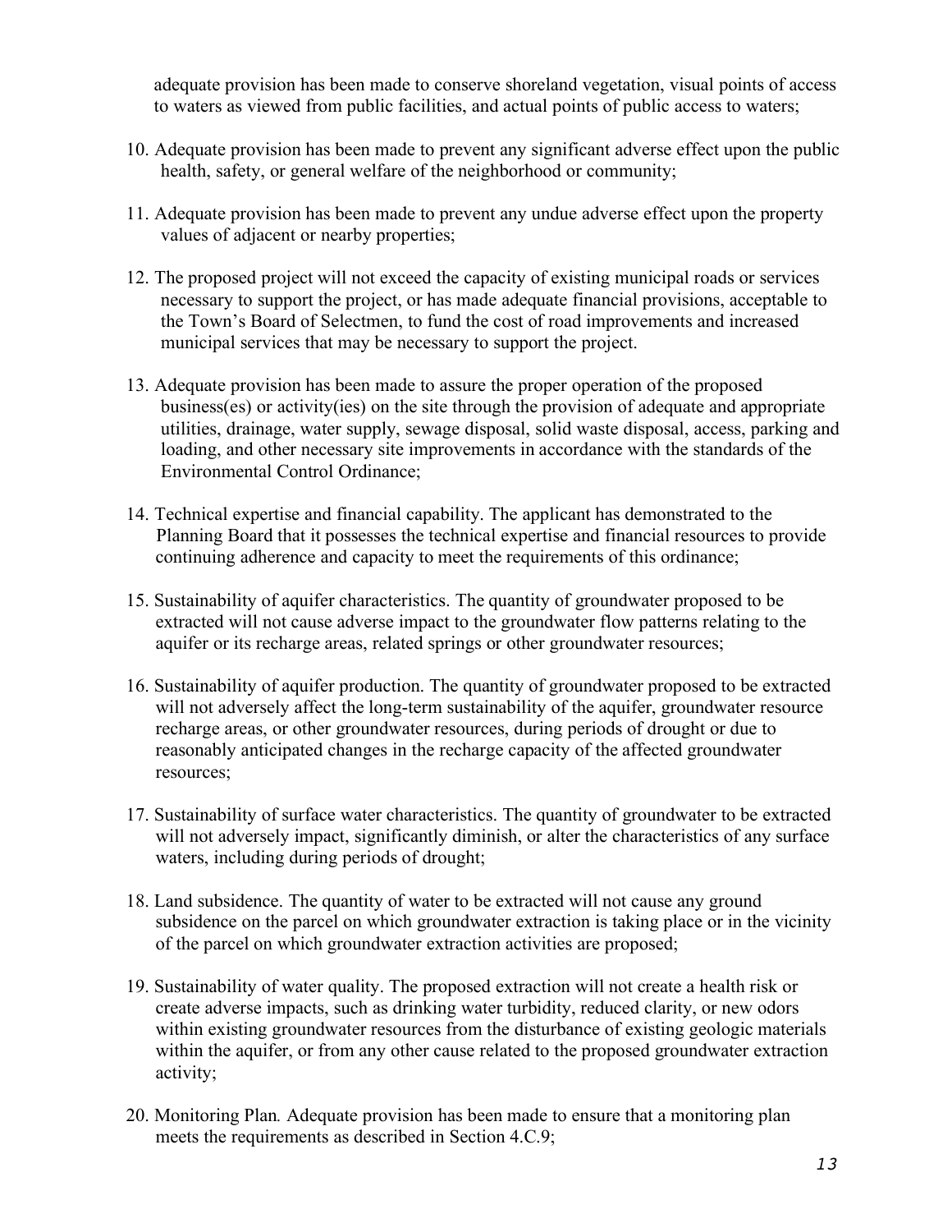adequate provision has been made to conserve shoreland vegetation, visual points of access to waters as viewed from public facilities, and actual points of public access to waters;

10. Adequate provision has been made to prevent any significant adverse effect upon the public health, safety, or general welfare of the neighborhood or community;

11. Adequate provision has been made to prevent any undue adverse effect upon the property values of adjacent or nearby properties;

12. The proposed project will not exceed the capacity of existing municipal roads or services necessary to support the project, or has made adequate financial provisions, acceptable to the Town's Board of Selectmen, to fund the cost of road improvements and increased municipal services that may be necessary to support the project.

13. Adequate provision has been made to assure the proper operation of the proposed business(es) or activity(ies) on the site through the provision of adequate and appropriate utilities, drainage, water supply, sewage disposal, solid waste disposal, access, parking and loading, and other necessary site improvements in accordance with the standards of the Environmental Control Ordinance;

14. Technical expertise and financial capability. The applicant has demonstrated to the Planning Board that it possesses the technical expertise and financial resources to provide continuing adherence and capacity to meet the requirements of this ordinance;

15. Sustainability of aquifer characteristics. The quantity of groundwater proposed to be extracted will not cause adverse impact to the groundwater flow patterns relating to the aquifer or its recharge areas, related springs or other groundwater resources;

16. Sustainability of aquifer production. The quantity of groundwater proposed to be extracted will not adversely affect the long-term sustainability of the aquifer, groundwater resource recharge areas, or other groundwater resources, during periods of drought or due to reasonably anticipated changes in the recharge capacity of the affected groundwater resources;

17. Sustainability of surface water characteristics. The quantity of groundwater to be extracted will not adversely impact, significantly diminish, or alter the characteristics of any surface waters, including during periods of drought;

18. Land subsidence. The quantity of water to be extracted will not cause any ground subsidence on the parcel on which groundwater extraction is taking place or in the vicinity of the parcel on which groundwater extraction activities are proposed;

19. Sustainability of water quality. The proposed extraction will not create a health risk or create adverse impacts, such as drinking water turbidity, reduced clarity, or new odors within existing groundwater resources from the disturbance of existing geologic materials within the aquifer, or from any other cause related to the proposed groundwater extraction activity;

20. Monitoring Plan*.* Adequate provision has been made to ensure that a monitoring plan meets the requirements as described in Section 4.C.9;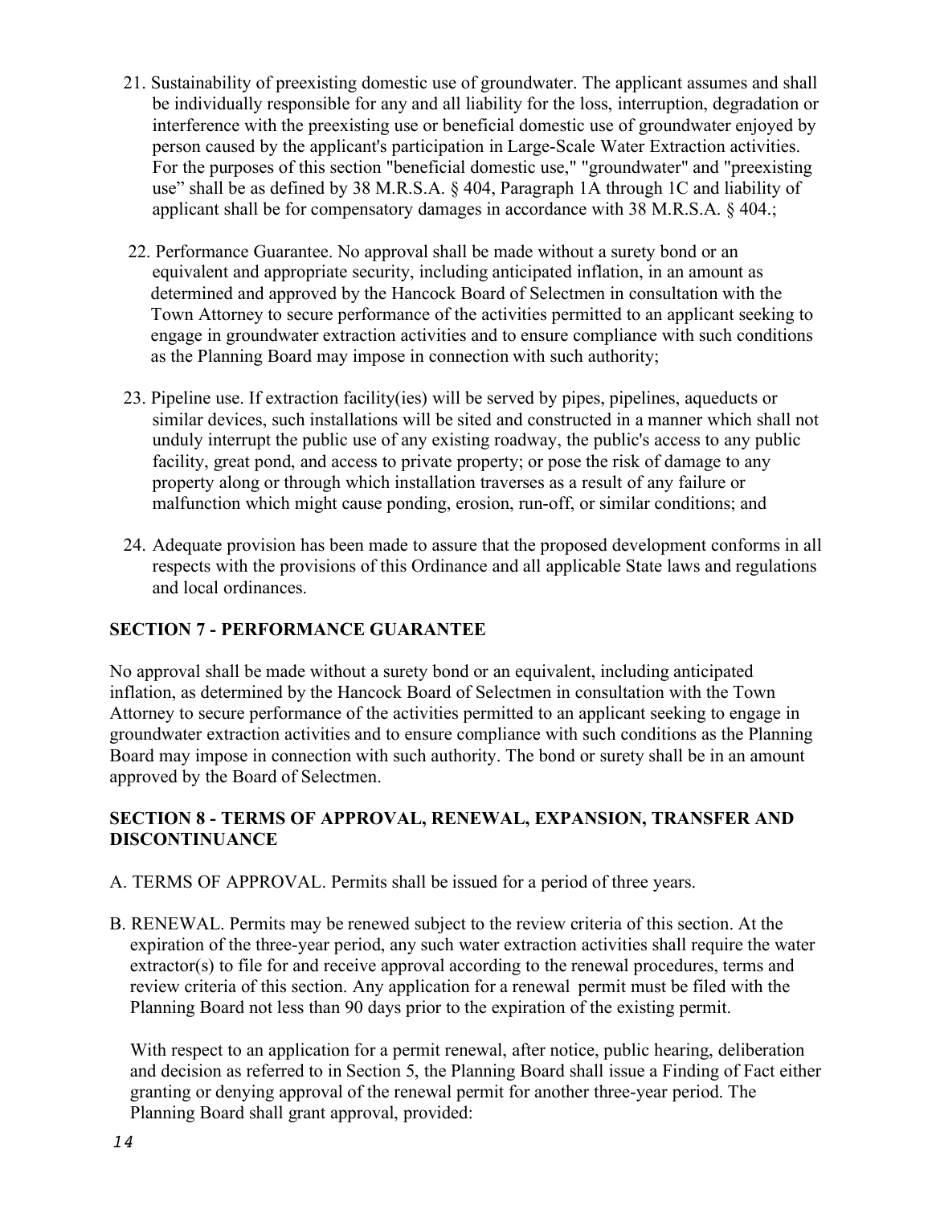21. Sustainability of preexisting domestic use of groundwater. The applicant assumes and shall be individually responsible for any and all liability for the loss, interruption, degradation or interference with the preexisting use or beneficial domestic use of groundwater enjoyed by person caused by the applicant's participation in Large-Scale Water Extraction activities. For the purposes of this section "beneficial domestic use," "groundwater" and "preexisting use" shall be as defined by 38 M.R.S.A. § 404, Paragraph 1A through 1C and liability of applicant shall be for compensatory damages in accordance with 38 M.R.S.A. § 404.;

22. Performance Guarantee. No approval shall be made without a surety bond or an equivalent and appropriate security, including anticipated inflation, in an amount as determined and approved by the Hancock Board of Selectmen in consultation with the Town Attorney to secure performance of the activities permitted to an applicant seeking to engage in groundwater extraction activities and to ensure compliance with such conditions as the Planning Board may impose in connection with such authority;

23. Pipeline use. If extraction facility(ies) will be served by pipes, pipelines, aqueducts or similar devices, such installations will be sited and constructed in a manner which shall not unduly interrupt the public use of any existing roadway, the public's access to any public facility, great pond, and access to private property; or pose the risk of damage to any property along or through which installation traverses as a result of any failure or malfunction which might cause ponding, erosion, run-off, or similar conditions; and

24. Adequate provision has been made to assure that the proposed development conforms in all respects with the provisions of this Ordinance and all applicable State laws and regulations and local ordinances.

## SECTION 7 - PERFORMANCE GUARANTEE

No approval shall be made without a surety bond or an equivalent, including anticipated inflation, as determined by the Hancock Board of Selectmen in consultation with the Town Attorney to secure performance of the activities permitted to an applicant seeking to engage in groundwater extraction activities and to ensure compliance with such conditions as the Planning Board may impose in connection with such authority. The bond or surety shall be in an amount approved by the Board of Selectmen.

## SECTION 8 - TERMS OF APPROVAL, RENEWAL, EXPANSION, TRANSFER AND DISCONTINUANCE

A. TERMS OF APPROVAL. Permits shall be issued for a period of three years.

B. RENEWAL. Permits may be renewed subject to the review criteria of this section. At the expiration of the three-year period, any such water extraction activities shall require the water extractor(s) to file for and receive approval according to the renewal procedures, terms and review criteria of this section. Any application for a renewal permit must be filed with the Planning Board not less than 90 days prior to the expiration of the existing permit.

With respect to an application for a permit renewal, after notice, public hearing, deliberation and decision as referred to in Section 5, the Planning Board shall issue a Finding of Fact either granting or denying approval of the renewal permit for another three-year period. The Planning Board shall grant approval, provided: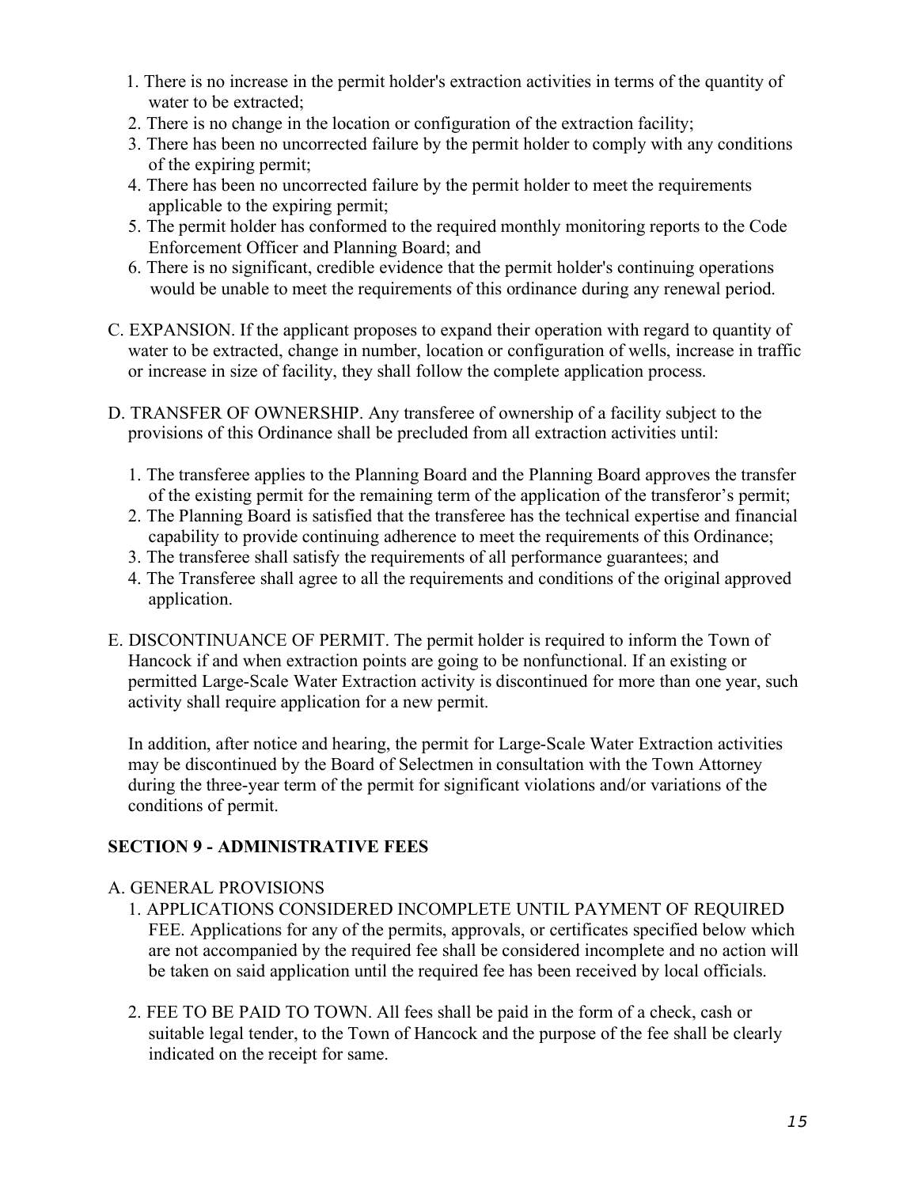1. There is no increase in the permit holder's extraction activities in terms of the quantity of water to be extracted;
2. There is no change in the location or configuration of the extraction facility;
3. There has been no uncorrected failure by the permit holder to comply with any conditions of the expiring permit;
4. There has been no uncorrected failure by the permit holder to meet the requirements applicable to the expiring permit;
5. The permit holder has conformed to the required monthly monitoring reports to the Code Enforcement Officer and Planning Board; and
6. There is no significant, credible evidence that the permit holder's continuing operations would be unable to meet the requirements of this ordinance during any renewal period.

C. EXPANSION. If the applicant proposes to expand their operation with regard to quantity of water to be extracted, change in number, location or configuration of wells, increase in traffic or increase in size of facility, they shall follow the complete application process.

D. TRANSFER OF OWNERSHIP. Any transferee of ownership of a facility subject to the provisions of this Ordinance shall be precluded from all extraction activities until:

1. The transferee applies to the Planning Board and the Planning Board approves the transfer of the existing permit for the remaining term of the application of the transferor's permit;
2. The Planning Board is satisfied that the transferee has the technical expertise and financial capability to provide continuing adherence to meet the requirements of this Ordinance;
3. The transferee shall satisfy the requirements of all performance guarantees; and
4. The Transferee shall agree to all the requirements and conditions of the original approved application.

E. DISCONTINUANCE OF PERMIT. The permit holder is required to inform the Town of Hancock if and when extraction points are going to be nonfunctional. If an existing or permitted Large-Scale Water Extraction activity is discontinued for more than one year, such activity shall require application for a new permit.

In addition, after notice and hearing, the permit for Large-Scale Water Extraction activities may be discontinued by the Board of Selectmen in consultation with the Town Attorney during the three-year term of the permit for significant violations and/or variations of the conditions of permit.

## SECTION 9 - ADMINISTRATIVE FEES

A. GENERAL PROVISIONS

1. APPLICATIONS CONSIDERED INCOMPLETE UNTIL PAYMENT OF REQUIRED FEE. Applications for any of the permits, approvals, or certificates specified below which are not accompanied by the required fee shall be considered incomplete and no action will be taken on said application until the required fee has been received by local officials.

2. FEE TO BE PAID TO TOWN. All fees shall be paid in the form of a check, cash or suitable legal tender, to the Town of Hancock and the purpose of the fee shall be clearly indicated on the receipt for same.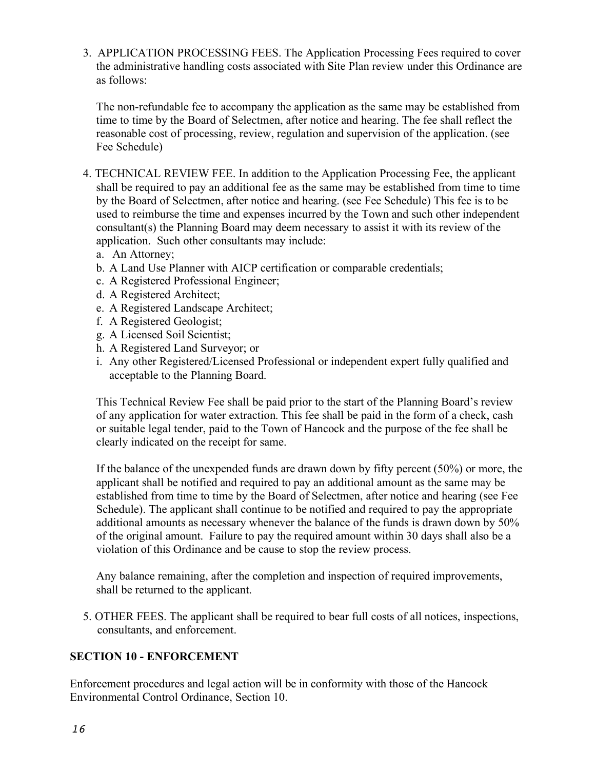3. APPLICATION PROCESSING FEES. The Application Processing Fees required to cover the administrative handling costs associated with Site Plan review under this Ordinance are as follows:

   The non-refundable fee to accompany the application as the same may be established from time to time by the Board of Selectmen, after notice and hearing. The fee shall reflect the reasonable cost of processing, review, regulation and supervision of the application. (see Fee Schedule)

4. TECHNICAL REVIEW FEE. In addition to the Application Processing Fee, the applicant shall be required to pay an additional fee as the same may be established from time to time by the Board of Selectmen, after notice and hearing. (see Fee Schedule) This fee is to be used to reimburse the time and expenses incurred by the Town and such other independent consultant(s) the Planning Board may deem necessary to assist it with its review of the application. Such other consultants may include:
   a. An Attorney;
   b. A Land Use Planner with AICP certification or comparable credentials;
   c. A Registered Professional Engineer;
   d. A Registered Architect;
   e. A Registered Landscape Architect;
   f. A Registered Geologist;
   g. A Licensed Soil Scientist;
   h. A Registered Land Surveyor; or
   i. Any other Registered/Licensed Professional or independent expert fully qualified and acceptable to the Planning Board.

   This Technical Review Fee shall be paid prior to the start of the Planning Board's review of any application for water extraction. This fee shall be paid in the form of a check, cash or suitable legal tender, paid to the Town of Hancock and the purpose of the fee shall be clearly indicated on the receipt for same.

   If the balance of the unexpended funds are drawn down by fifty percent (50%) or more, the applicant shall be notified and required to pay an additional amount as the same may be established from time to time by the Board of Selectmen, after notice and hearing (see Fee Schedule). The applicant shall continue to be notified and required to pay the appropriate additional amounts as necessary whenever the balance of the funds is drawn down by 50% of the original amount. Failure to pay the required amount within 30 days shall also be a violation of this Ordinance and be cause to stop the review process.

   Any balance remaining, after the completion and inspection of required improvements, shall be returned to the applicant.

5. OTHER FEES. The applicant shall be required to bear full costs of all notices, inspections, consultants, and enforcement.

## SECTION 10 - ENFORCEMENT

Enforcement procedures and legal action will be in conformity with those of the Hancock Environmental Control Ordinance, Section 10.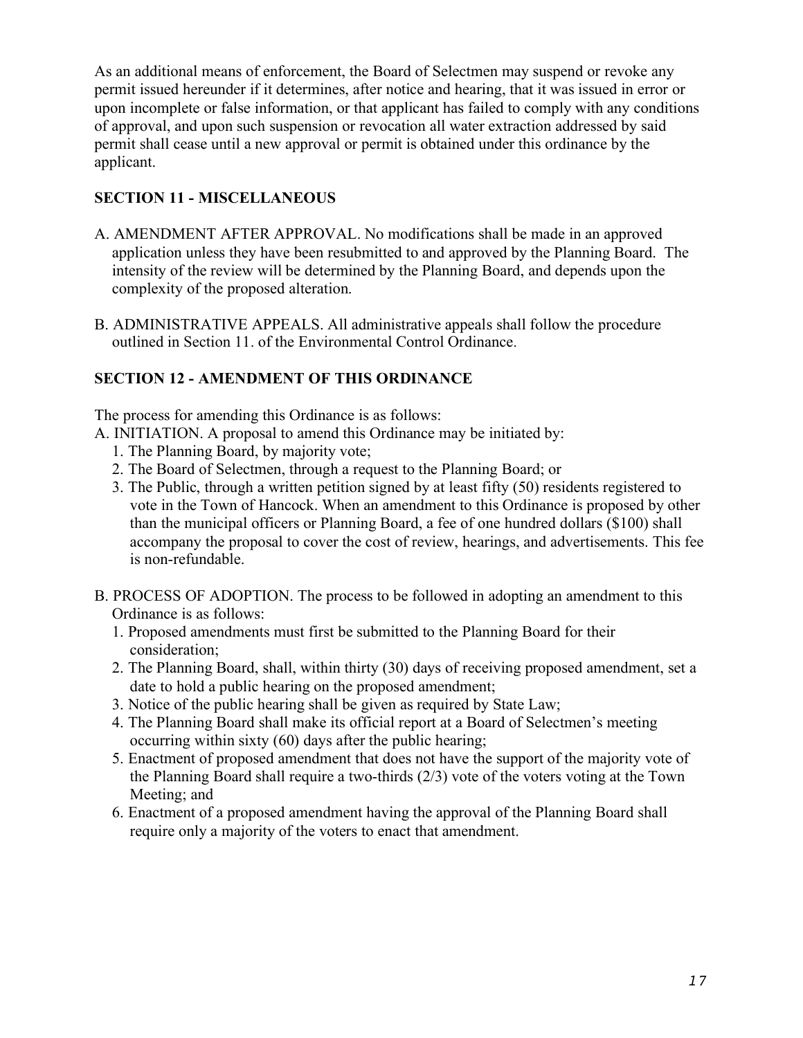As an additional means of enforcement, the Board of Selectmen may suspend or revoke any permit issued hereunder if it determines, after notice and hearing, that it was issued in error or upon incomplete or false information, or that applicant has failed to comply with any conditions of approval, and upon such suspension or revocation all water extraction addressed by said permit shall cease until a new approval or permit is obtained under this ordinance by the applicant.

## SECTION 11 - MISCELLANEOUS

A. AMENDMENT AFTER APPROVAL. No modifications shall be made in an approved application unless they have been resubmitted to and approved by the Planning Board. The intensity of the review will be determined by the Planning Board, and depends upon the complexity of the proposed alteration.

B. ADMINISTRATIVE APPEALS. All administrative appeals shall follow the procedure outlined in Section 11. of the Environmental Control Ordinance.

## SECTION 12 - AMENDMENT OF THIS ORDINANCE

The process for amending this Ordinance is as follows:

A. INITIATION. A proposal to amend this Ordinance may be initiated by:

1. The Planning Board, by majority vote;
2. The Board of Selectmen, through a request to the Planning Board; or
3. The Public, through a written petition signed by at least fifty (50) residents registered to vote in the Town of Hancock. When an amendment to this Ordinance is proposed by other than the municipal officers or Planning Board, a fee of one hundred dollars ($100) shall accompany the proposal to cover the cost of review, hearings, and advertisements. This fee is non-refundable.

B. PROCESS OF ADOPTION. The process to be followed in adopting an amendment to this Ordinance is as follows:

1. Proposed amendments must first be submitted to the Planning Board for their consideration;
2. The Planning Board, shall, within thirty (30) days of receiving proposed amendment, set a date to hold a public hearing on the proposed amendment;
3. Notice of the public hearing shall be given as required by State Law;
4. The Planning Board shall make its official report at a Board of Selectmen's meeting occurring within sixty (60) days after the public hearing;
5. Enactment of proposed amendment that does not have the support of the majority vote of the Planning Board shall require a two-thirds (2/3) vote of the voters voting at the Town Meeting; and
6. Enactment of a proposed amendment having the approval of the Planning Board shall require only a majority of the voters to enact that amendment.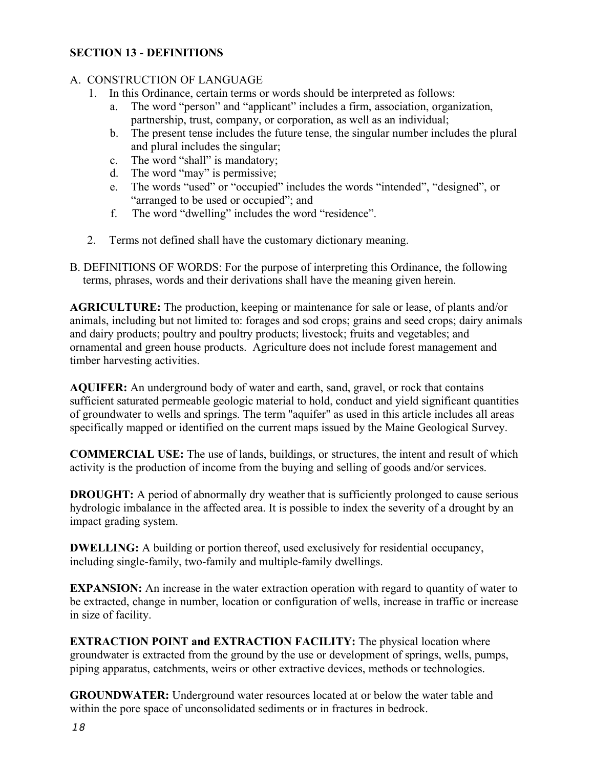## SECTION 13 - DEFINITIONS

A. CONSTRUCTION OF LANGUAGE

1. In this Ordinance, certain terms or words should be interpreted as follows:
    a. The word "person" and "applicant" includes a firm, association, organization, partnership, trust, company, or corporation, as well as an individual;
    b. The present tense includes the future tense, the singular number includes the plural and plural includes the singular;
    c. The word "shall" is mandatory;
    d. The word "may" is permissive;
    e. The words "used" or "occupied" includes the words "intended", "designed", or "arranged to be used or occupied"; and
    f. The word "dwelling" includes the word "residence".

2. Terms not defined shall have the customary dictionary meaning.

B. DEFINITIONS OF WORDS: For the purpose of interpreting this Ordinance, the following terms, phrases, words and their derivations shall have the meaning given herein.

**AGRICULTURE:** The production, keeping or maintenance for sale or lease, of plants and/or animals, including but not limited to: forages and sod crops; grains and seed crops; dairy animals and dairy products; poultry and poultry products; livestock; fruits and vegetables; and ornamental and green house products. Agriculture does not include forest management and timber harvesting activities.

**AQUIFER:** An underground body of water and earth, sand, gravel, or rock that contains sufficient saturated permeable geologic material to hold, conduct and yield significant quantities of groundwater to wells and springs. The term "aquifer" as used in this article includes all areas specifically mapped or identified on the current maps issued by the Maine Geological Survey.

**COMMERCIAL USE:** The use of lands, buildings, or structures, the intent and result of which activity is the production of income from the buying and selling of goods and/or services.

**DROUGHT:** A period of abnormally dry weather that is sufficiently prolonged to cause serious hydrologic imbalance in the affected area. It is possible to index the severity of a drought by an impact grading system.

**DWELLING:** A building or portion thereof, used exclusively for residential occupancy, including single-family, two-family and multiple-family dwellings.

**EXPANSION:** An increase in the water extraction operation with regard to quantity of water to be extracted, change in number, location or configuration of wells, increase in traffic or increase in size of facility.

**EXTRACTION POINT and EXTRACTION FACILITY:** The physical location where groundwater is extracted from the ground by the use or development of springs, wells, pumps, piping apparatus, catchments, weirs or other extractive devices, methods or technologies.

**GROUNDWATER:** Underground water resources located at or below the water table and within the pore space of unconsolidated sediments or in fractures in bedrock.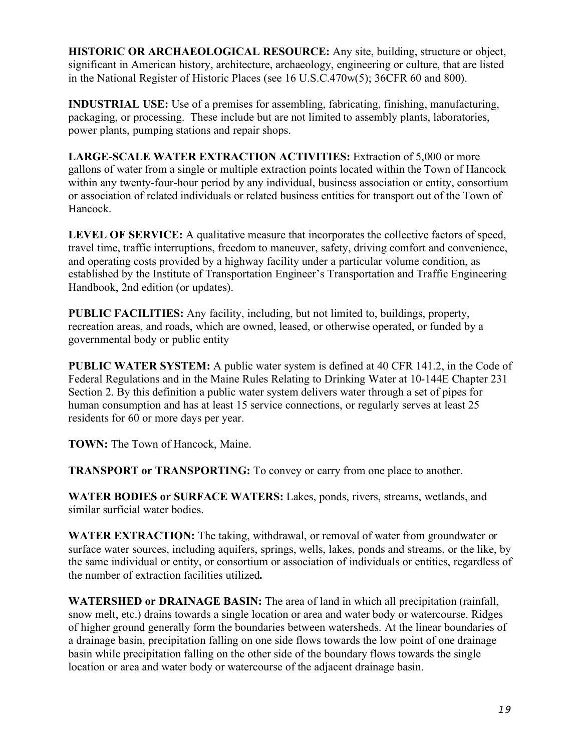**HISTORIC OR ARCHAEOLOGICAL RESOURCE:** Any site, building, structure or object, significant in American history, architecture, archaeology, engineering or culture, that are listed in the National Register of Historic Places (see 16 U.S.C.470w(5); 36CFR 60 and 800).

**INDUSTRIAL USE:** Use of a premises for assembling, fabricating, finishing, manufacturing, packaging, or processing. These include but are not limited to assembly plants, laboratories, power plants, pumping stations and repair shops.

**LARGE-SCALE WATER EXTRACTION ACTIVITIES:** Extraction of 5,000 or more gallons of water from a single or multiple extraction points located within the Town of Hancock within any twenty-four-hour period by any individual, business association or entity, consortium or association of related individuals or related business entities for transport out of the Town of Hancock.

**LEVEL OF SERVICE:** A qualitative measure that incorporates the collective factors of speed, travel time, traffic interruptions, freedom to maneuver, safety, driving comfort and convenience, and operating costs provided by a highway facility under a particular volume condition, as established by the Institute of Transportation Engineer's Transportation and Traffic Engineering Handbook, 2nd edition (or updates).

**PUBLIC FACILITIES:** Any facility, including, but not limited to, buildings, property, recreation areas, and roads, which are owned, leased, or otherwise operated, or funded by a governmental body or public entity

**PUBLIC WATER SYSTEM:** A public water system is defined at 40 CFR 141.2, in the Code of Federal Regulations and in the Maine Rules Relating to Drinking Water at 10-144E Chapter 231 Section 2. By this definition a public water system delivers water through a set of pipes for human consumption and has at least 15 service connections, or regularly serves at least 25 residents for 60 or more days per year.

**TOWN:** The Town of Hancock, Maine.

**TRANSPORT or TRANSPORTING:** To convey or carry from one place to another.

**WATER BODIES or SURFACE WATERS:** Lakes, ponds, rivers, streams, wetlands, and similar surficial water bodies.

**WATER EXTRACTION:** The taking, withdrawal, or removal of water from groundwater or surface water sources, including aquifers, springs, wells, lakes, ponds and streams, or the like, by the same individual or entity, or consortium or association of individuals or entities, regardless of the number of extraction facilities utilized**.**

**WATERSHED or DRAINAGE BASIN:** The area of land in which all precipitation (rainfall, snow melt, etc.) drains towards a single location or area and water body or watercourse. Ridges of higher ground generally form the boundaries between watersheds. At the linear boundaries of a drainage basin, precipitation falling on one side flows towards the low point of one drainage basin while precipitation falling on the other side of the boundary flows towards the single location or area and water body or watercourse of the adjacent drainage basin.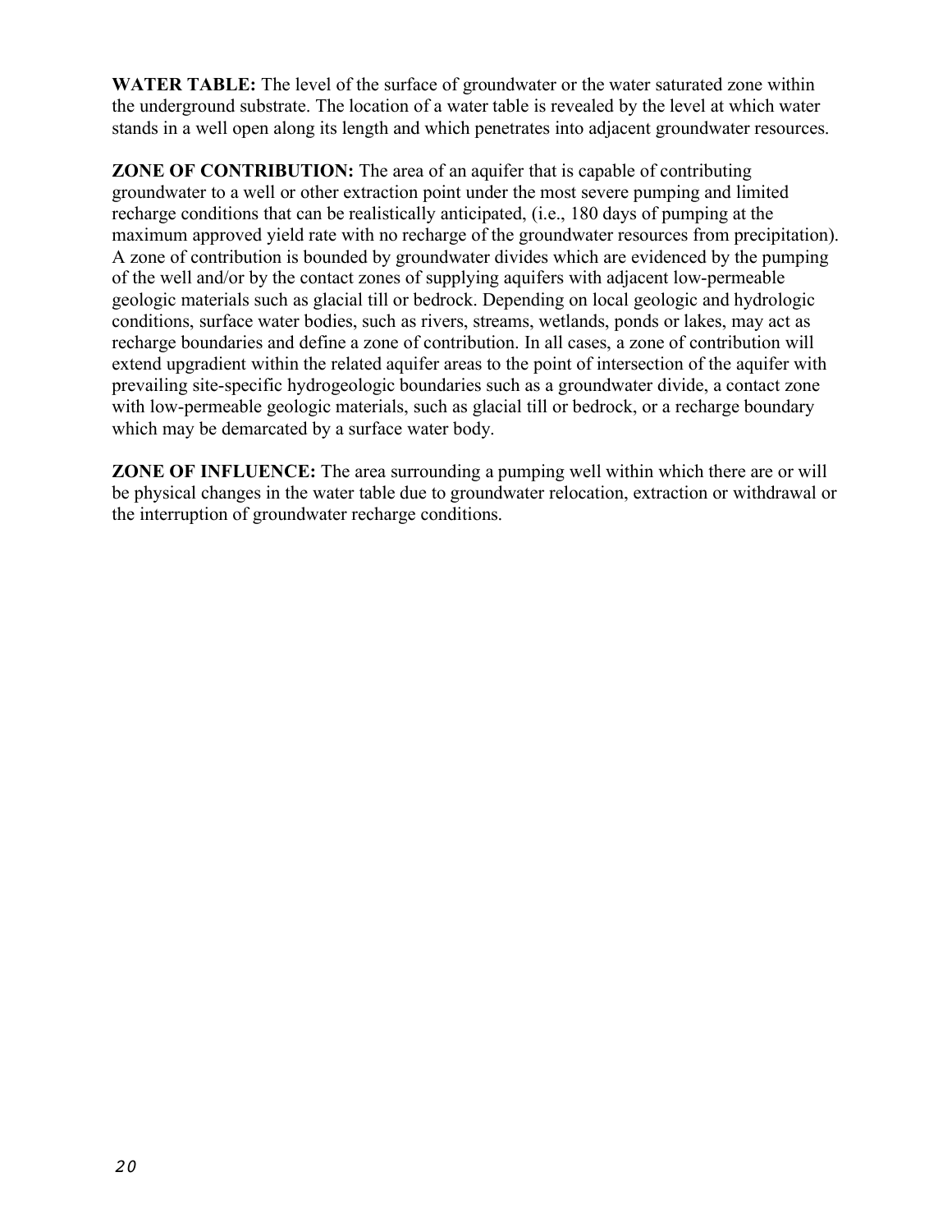**WATER TABLE:** The level of the surface of groundwater or the water saturated zone within the underground substrate. The location of a water table is revealed by the level at which water stands in a well open along its length and which penetrates into adjacent groundwater resources.

**ZONE OF CONTRIBUTION:** The area of an aquifer that is capable of contributing groundwater to a well or other extraction point under the most severe pumping and limited recharge conditions that can be realistically anticipated, (i.e., 180 days of pumping at the maximum approved yield rate with no recharge of the groundwater resources from precipitation). A zone of contribution is bounded by groundwater divides which are evidenced by the pumping of the well and/or by the contact zones of supplying aquifers with adjacent low-permeable geologic materials such as glacial till or bedrock. Depending on local geologic and hydrologic conditions, surface water bodies, such as rivers, streams, wetlands, ponds or lakes, may act as recharge boundaries and define a zone of contribution. In all cases, a zone of contribution will extend upgradient within the related aquifer areas to the point of intersection of the aquifer with prevailing site-specific hydrogeologic boundaries such as a groundwater divide, a contact zone with low-permeable geologic materials, such as glacial till or bedrock, or a recharge boundary which may be demarcated by a surface water body.

**ZONE OF INFLUENCE:** The area surrounding a pumping well within which there are or will be physical changes in the water table due to groundwater relocation, extraction or withdrawal or the interruption of groundwater recharge conditions.